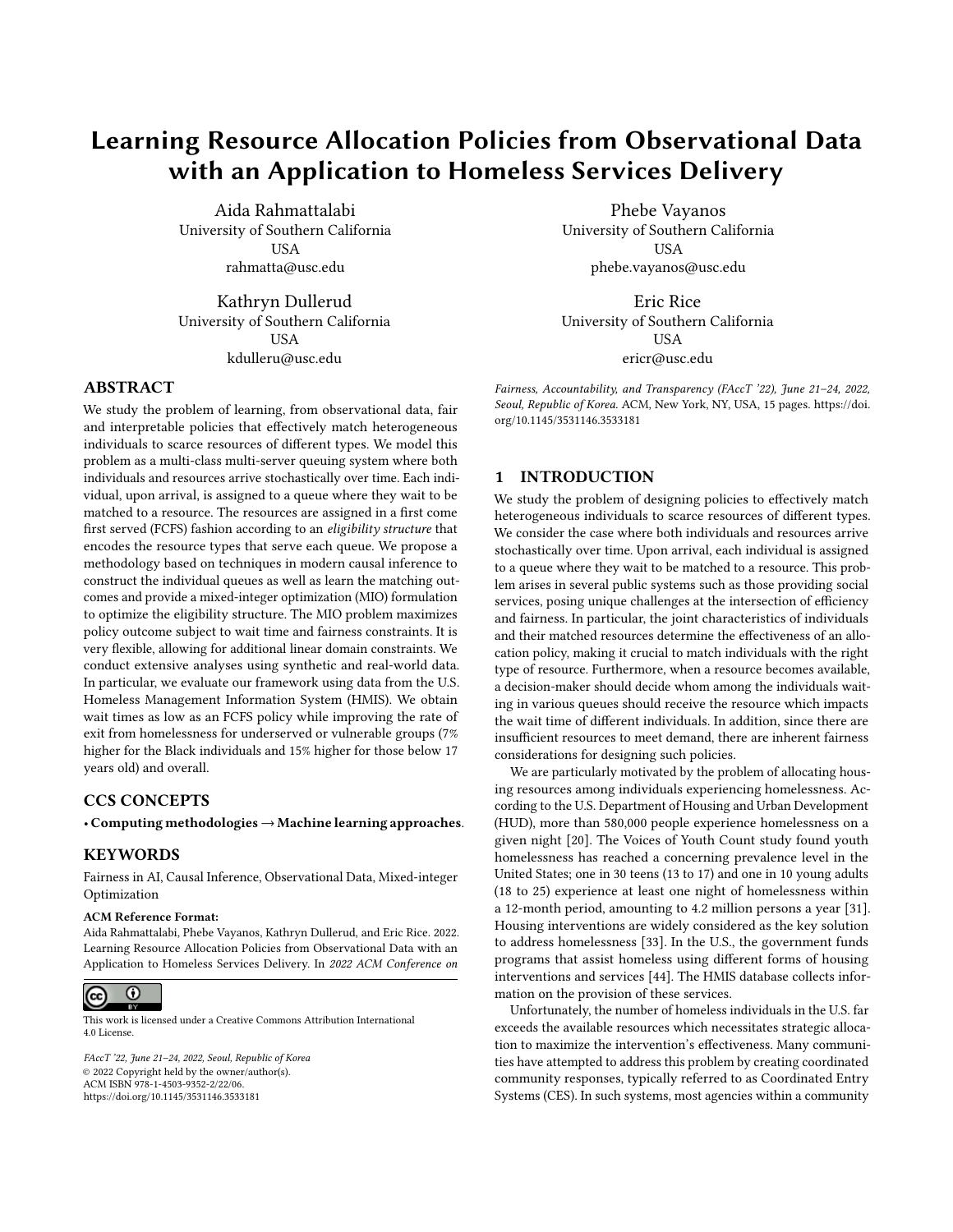# Learning Resource Allocation Policies from Observational Data with an Application to Homeless Services Delivery

Aida Rahmattalabi
University of Southern California
USA
rahmatta@usc.edu

Phebe Vayanos
University of Southern California
USA
phebe.vayanos@usc.edu

Kathryn Dullerud
University of Southern California
USA
kdulleru@usc.edu

Eric Rice
University of Southern California
USA
ericr@usc.edu

## ABSTRACT

We study the problem of learning, from observational data, fair and interpretable policies that effectively match heterogeneous individuals to scarce resources of different types. We model this problem as a multi-class multi-server queuing system where both individuals and resources arrive stochastically over time. Each individual, upon arrival, is assigned to a queue where they wait to be matched to a resource. The resources are assigned in a first come first served (FCFS) fashion according to an *eligibility structure* that encodes the resource types that serve each queue. We propose a methodology based on techniques in modern causal inference to construct the individual queues as well as learn the matching outcomes and provide a mixed-integer optimization (MIO) formulation to optimize the eligibility structure. The MIO problem maximizes policy outcome subject to wait time and fairness constraints. It is very flexible, allowing for additional linear domain constraints. We conduct extensive analyses using synthetic and real-world data. In particular, we evaluate our framework using data from the U.S. Homeless Management Information System (HMIS). We obtain wait times as low as an FCFS policy while improving the rate of exit from homelessness for underserved or vulnerable groups (7% higher for the Black individuals and 15% higher for those below 17 years old) and overall.

## CCS CONCEPTS

• **Computing methodologies → Machine learning approaches**.

## KEYWORDS

Fairness in AI, Causal Inference, Observational Data, Mixed-integer Optimization

**ACM Reference Format:**
Aida Rahmattalabi, Phebe Vayanos, Kathryn Dullerud, and Eric Rice. 2022. Learning Resource Allocation Policies from Observational Data with an Application to Homeless Services Delivery. In *2022 ACM Conference on Fairness, Accountability, and Transparency (FAccT '22), June 21–24, 2022, Seoul, Republic of Korea.* ACM, New York, NY, USA, 15 pages. https://doi.org/10.1145/3531146.3533181

This work is licensed under a Creative Commons Attribution International 4.0 License.

*FAccT '22, June 21–24, 2022, Seoul, Republic of Korea*
© 2022 Copyright held by the owner/author(s).
ACM ISBN 978-1-4503-9352-2/22/06.
https://doi.org/10.1145/3531146.3533181

## 1 INTRODUCTION

We study the problem of designing policies to effectively match heterogeneous individuals to scarce resources of different types. We consider the case where both individuals and resources arrive stochastically over time. Upon arrival, each individual is assigned to a queue where they wait to be matched to a resource. This problem arises in several public systems such as those providing social services, posing unique challenges at the intersection of efficiency and fairness. In particular, the joint characteristics of individuals and their matched resources determine the effectiveness of an allocation policy, making it crucial to match individuals with the right type of resource. Furthermore, when a resource becomes available, a decision-maker should decide whom among the individuals waiting in various queues should receive the resource which impacts the wait time of different individuals. In addition, since there are insufficient resources to meet demand, there are inherent fairness considerations for designing such policies.

We are particularly motivated by the problem of allocating housing resources among individuals experiencing homelessness. According to the U.S. Department of Housing and Urban Development (HUD), more than 580,000 people experience homelessness on a given night [20]. The Voices of Youth Count study found youth homelessness has reached a concerning prevalence level in the United States; one in 30 teens (13 to 17) and one in 10 young adults (18 to 25) experience at least one night of homelessness within a 12-month period, amounting to 4.2 million persons a year [31]. Housing interventions are widely considered as the key solution to address homelessness [33]. In the U.S., the government funds programs that assist homeless using different forms of housing interventions and services [44]. The HMIS database collects information on the provision of these services.

Unfortunately, the number of homeless individuals in the U.S. far exceeds the available resources which necessitates strategic allocation to maximize the intervention's effectiveness. Many communities have attempted to address this problem by creating coordinated community responses, typically referred to as Coordinated Entry Systems (CES). In such systems, most agencies within a community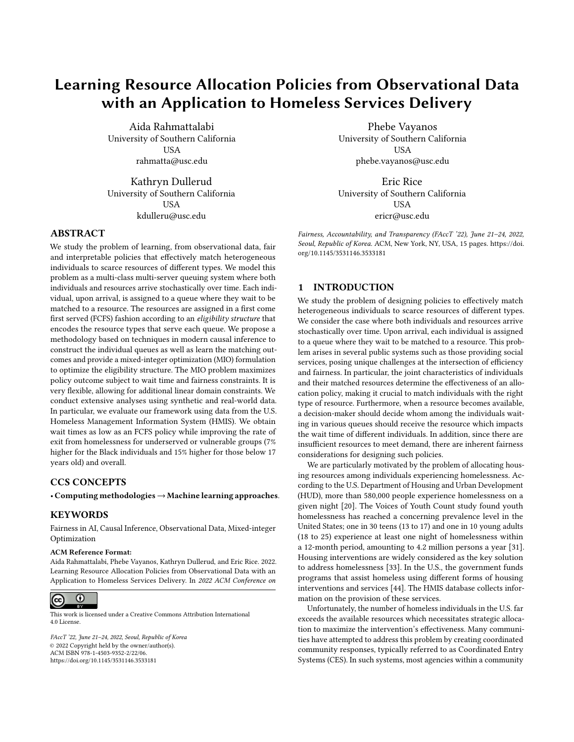# Learning Resource Allocation Policies from Observational Data with an Application to Homeless Services Delivery

Aida Rahmattalabi
University of Southern California
USA
rahmatta@usc.edu

Phebe Vayanos
University of Southern California
USA
phebe.vayanos@usc.edu

Kathryn Dullerud
University of Southern California
USA
kdulleru@usc.edu

Eric Rice
University of Southern California
USA
ericr@usc.edu

## ABSTRACT

We study the problem of learning, from observational data, fair and interpretable policies that effectively match heterogeneous individuals to scarce resources of different types. We model this problem as a multi-class multi-server queuing system where both individuals and resources arrive stochastically over time. Each individual, upon arrival, is assigned to a queue where they wait to be matched to a resource. The resources are assigned in a first come first served (FCFS) fashion according to an *eligibility structure* that encodes the resource types that serve each queue. We propose a methodology based on techniques in modern causal inference to construct the individual queues as well as learn the matching outcomes and provide a mixed-integer optimization (MIO) formulation to optimize the eligibility structure. The MIO problem maximizes policy outcome subject to wait time and fairness constraints. It is very flexible, allowing for additional linear domain constraints. We conduct extensive analyses using synthetic and real-world data. In particular, we evaluate our framework using data from the U.S. Homeless Management Information System (HMIS). We obtain wait times as low as an FCFS policy while improving the rate of exit from homelessness for underserved or vulnerable groups (7% higher for the Black individuals and 15% higher for those below 17 years old) and overall.

## CCS CONCEPTS

• **Computing methodologies → Machine learning approaches**.

## KEYWORDS

Fairness in AI, Causal Inference, Observational Data, Mixed-integer Optimization

**ACM Reference Format:**
Aida Rahmattalabi, Phebe Vayanos, Kathryn Dullerud, and Eric Rice. 2022. Learning Resource Allocation Policies from Observational Data with an Application to Homeless Services Delivery. In *2022 ACM Conference on Fairness, Accountability, and Transparency (FAccT '22), June 21–24, 2022, Seoul, Republic of Korea.* ACM, New York, NY, USA, 15 pages. https://doi.org/10.1145/3531146.3533181

This work is licensed under a Creative Commons Attribution International 4.0 License.

*FAccT '22, June 21–24, 2022, Seoul, Republic of Korea*
© 2022 Copyright held by the owner/author(s).
ACM ISBN 978-1-4503-9352-2/22/06.
https://doi.org/10.1145/3531146.3533181

## 1 INTRODUCTION

We study the problem of designing policies to effectively match heterogeneous individuals to scarce resources of different types. We consider the case where both individuals and resources arrive stochastically over time. Upon arrival, each individual is assigned to a queue where they wait to be matched to a resource. This problem arises in several public systems such as those providing social services, posing unique challenges at the intersection of efficiency and fairness. In particular, the joint characteristics of individuals and their matched resources determine the effectiveness of an allocation policy, making it crucial to match individuals with the right type of resource. Furthermore, when a resource becomes available, a decision-maker should decide whom among the individuals waiting in various queues should receive the resource which impacts the wait time of different individuals. In addition, since there are insufficient resources to meet demand, there are inherent fairness considerations for designing such policies.

We are particularly motivated by the problem of allocating housing resources among individuals experiencing homelessness. According to the U.S. Department of Housing and Urban Development (HUD), more than 580,000 people experience homelessness on a given night [20]. The Voices of Youth Count study found youth homelessness has reached a concerning prevalence level in the United States; one in 30 teens (13 to 17) and one in 10 young adults (18 to 25) experience at least one night of homelessness within a 12-month period, amounting to 4.2 million persons a year [31]. Housing interventions are widely considered as the key solution to address homelessness [33]. In the U.S., the government funds programs that assist homeless using different forms of housing interventions and services [44]. The HMIS database collects information on the provision of these services.

Unfortunately, the number of homeless individuals in the U.S. far exceeds the available resources which necessitates strategic allocation to maximize the intervention's effectiveness. Many communities have attempted to address this problem by creating coordinated community responses, typically referred to as Coordinated Entry Systems (CES). In such systems, most agencies within a community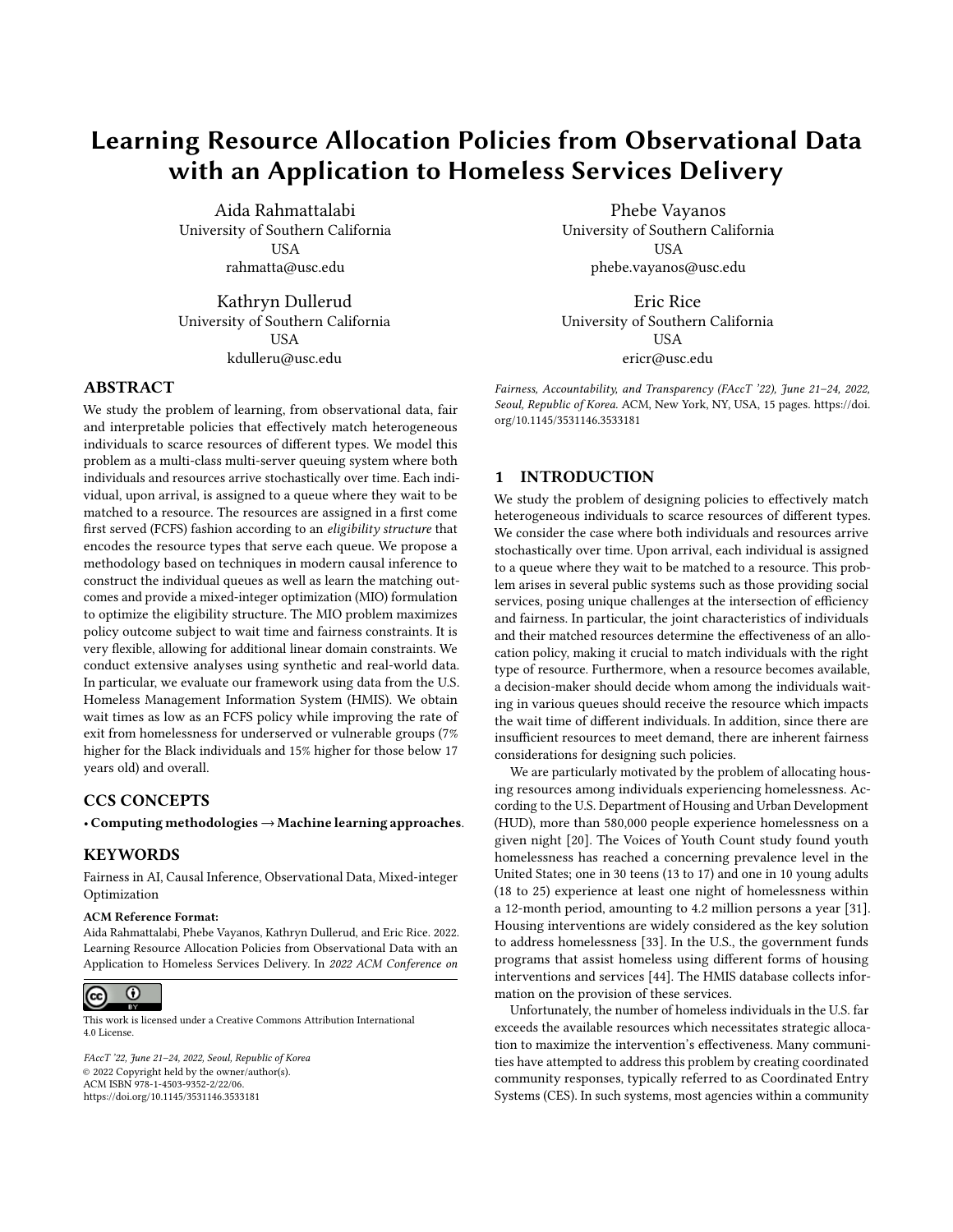# Learning Resource Allocation Policies from Observational Data with an Application to Homeless Services Delivery

Aida Rahmattalabi
University of Southern California
USA
rahmatta@usc.edu

Phebe Vayanos
University of Southern California
USA
phebe.vayanos@usc.edu

Kathryn Dullerud
University of Southern California
USA
kdulleru@usc.edu

Eric Rice
University of Southern California
USA
ericr@usc.edu

## ABSTRACT

We study the problem of learning, from observational data, fair and interpretable policies that effectively match heterogeneous individuals to scarce resources of different types. We model this problem as a multi-class multi-server queuing system where both individuals and resources arrive stochastically over time. Each individual, upon arrival, is assigned to a queue where they wait to be matched to a resource. The resources are assigned in a first come first served (FCFS) fashion according to an *eligibility structure* that encodes the resource types that serve each queue. We propose a methodology based on techniques in modern causal inference to construct the individual queues as well as learn the matching outcomes and provide a mixed-integer optimization (MIO) formulation to optimize the eligibility structure. The MIO problem maximizes policy outcome subject to wait time and fairness constraints. It is very flexible, allowing for additional linear domain constraints. We conduct extensive analyses using synthetic and real-world data. In particular, we evaluate our framework using data from the U.S. Homeless Management Information System (HMIS). We obtain wait times as low as an FCFS policy while improving the rate of exit from homelessness for underserved or vulnerable groups (7% higher for the Black individuals and 15% higher for those below 17 years old) and overall.

## CCS CONCEPTS

• **Computing methodologies → Machine learning approaches**.

## KEYWORDS

Fairness in AI, Causal Inference, Observational Data, Mixed-integer Optimization

**ACM Reference Format:**

Aida Rahmattalabi, Phebe Vayanos, Kathryn Dullerud, and Eric Rice. 2022. Learning Resource Allocation Policies from Observational Data with an Application to Homeless Services Delivery. In *2022 ACM Conference on Fairness, Accountability, and Transparency (FAccT '22), June 21–24, 2022, Seoul, Republic of Korea.* ACM, New York, NY, USA, 15 pages. https://doi.org/10.1145/3531146.3533181

This work is licensed under a Creative Commons Attribution International 4.0 License.

*FAccT '22, June 21–24, 2022, Seoul, Republic of Korea*
© 2022 Copyright held by the owner/author(s).
ACM ISBN 978-1-4503-9352-2/22/06.
https://doi.org/10.1145/3531146.3533181

## 1 INTRODUCTION

We study the problem of designing policies to effectively match heterogeneous individuals to scarce resources of different types. We consider the case where both individuals and resources arrive stochastically over time. Upon arrival, each individual is assigned to a queue where they wait to be matched to a resource. This problem arises in several public systems such as those providing social services, posing unique challenges at the intersection of efficiency and fairness. In particular, the joint characteristics of individuals and their matched resources determine the effectiveness of an allocation policy, making it crucial to match individuals with the right type of resource. Furthermore, when a resource becomes available, a decision-maker should decide whom among the individuals waiting in various queues should receive the resource which impacts the wait time of different individuals. In addition, since there are insufficient resources to meet demand, there are inherent fairness considerations for designing such policies.

We are particularly motivated by the problem of allocating housing resources among individuals experiencing homelessness. According to the U.S. Department of Housing and Urban Development (HUD), more than 580,000 people experience homelessness on a given night [20]. The Voices of Youth Count study found youth homelessness has reached a concerning prevalence level in the United States; one in 30 teens (13 to 17) and one in 10 young adults (18 to 25) experience at least one night of homelessness within a 12-month period, amounting to 4.2 million persons a year [31]. Housing interventions are widely considered as the key solution to address homelessness [33]. In the U.S., the government funds programs that assist homeless using different forms of housing interventions and services [44]. The HMIS database collects information on the provision of these services.

Unfortunately, the number of homeless individuals in the U.S. far exceeds the available resources which necessitates strategic allocation to maximize the intervention's effectiveness. Many communities have attempted to address this problem by creating coordinated community responses, typically referred to as Coordinated Entry Systems (CES). In such systems, most agencies within a community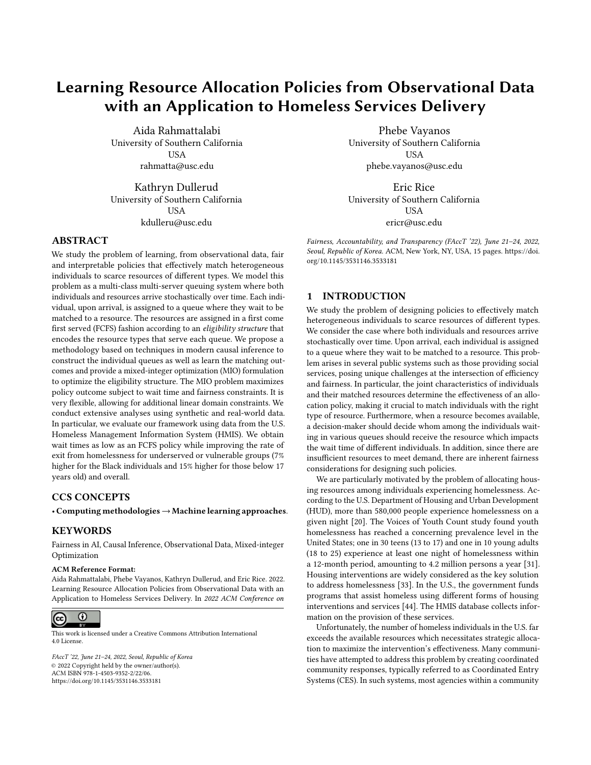# Learning Resource Allocation Policies from Observational Data with an Application to Homeless Services Delivery

Aida Rahmattalabi
University of Southern California
USA
rahmatta@usc.edu

Phebe Vayanos
University of Southern California
USA
phebe.vayanos@usc.edu

Kathryn Dullerud
University of Southern California
USA
kdulleru@usc.edu

Eric Rice
University of Southern California
USA
ericr@usc.edu

## ABSTRACT

We study the problem of learning, from observational data, fair and interpretable policies that effectively match heterogeneous individuals to scarce resources of different types. We model this problem as a multi-class multi-server queuing system where both individuals and resources arrive stochastically over time. Each individual, upon arrival, is assigned to a queue where they wait to be matched to a resource. The resources are assigned in a first come first served (FCFS) fashion according to an *eligibility structure* that encodes the resource types that serve each queue. We propose a methodology based on techniques in modern causal inference to construct the individual queues as well as learn the matching outcomes and provide a mixed-integer optimization (MIO) formulation to optimize the eligibility structure. The MIO problem maximizes policy outcome subject to wait time and fairness constraints. It is very flexible, allowing for additional linear domain constraints. We conduct extensive analyses using synthetic and real-world data. In particular, we evaluate our framework using data from the U.S. Homeless Management Information System (HMIS). We obtain wait times as low as an FCFS policy while improving the rate of exit from homelessness for underserved or vulnerable groups (7% higher for the Black individuals and 15% higher for those below 17 years old) and overall.

## CCS CONCEPTS

• **Computing methodologies → Machine learning approaches**.

## KEYWORDS

Fairness in AI, Causal Inference, Observational Data, Mixed-integer Optimization

**ACM Reference Format:**
Aida Rahmattalabi, Phebe Vayanos, Kathryn Dullerud, and Eric Rice. 2022. Learning Resource Allocation Policies from Observational Data with an Application to Homeless Services Delivery. In *2022 ACM Conference on Fairness, Accountability, and Transparency (FAccT '22), June 21–24, 2022, Seoul, Republic of Korea.* ACM, New York, NY, USA, 15 pages. https://doi.org/10.1145/3531146.3533181

This work is licensed under a Creative Commons Attribution International 4.0 License.

*FAccT '22, June 21–24, 2022, Seoul, Republic of Korea*
© 2022 Copyright held by the owner/author(s).
ACM ISBN 978-1-4503-9352-2/22/06.
https://doi.org/10.1145/3531146.3533181

## 1 INTRODUCTION

We study the problem of designing policies to effectively match heterogeneous individuals to scarce resources of different types. We consider the case where both individuals and resources arrive stochastically over time. Upon arrival, each individual is assigned to a queue where they wait to be matched to a resource. This problem arises in several public systems such as those providing social services, posing unique challenges at the intersection of efficiency and fairness. In particular, the joint characteristics of individuals and their matched resources determine the effectiveness of an allocation policy, making it crucial to match individuals with the right type of resource. Furthermore, when a resource becomes available, a decision-maker should decide whom among the individuals waiting in various queues should receive the resource which impacts the wait time of different individuals. In addition, since there are insufficient resources to meet demand, there are inherent fairness considerations for designing such policies.

We are particularly motivated by the problem of allocating housing resources among individuals experiencing homelessness. According to the U.S. Department of Housing and Urban Development (HUD), more than 580,000 people experience homelessness on a given night [20]. The Voices of Youth Count study found youth homelessness has reached a concerning prevalence level in the United States; one in 30 teens (13 to 17) and one in 10 young adults (18 to 25) experience at least one night of homelessness within a 12-month period, amounting to 4.2 million persons a year [31]. Housing interventions are widely considered as the key solution to address homelessness [33]. In the U.S., the government funds programs that assist homeless using different forms of housing interventions and services [44]. The HMIS database collects information on the provision of these services.

Unfortunately, the number of homeless individuals in the U.S. far exceeds the available resources which necessitates strategic allocation to maximize the intervention's effectiveness. Many communities have attempted to address this problem by creating coordinated community responses, typically referred to as Coordinated Entry Systems (CES). In such systems, most agencies within a community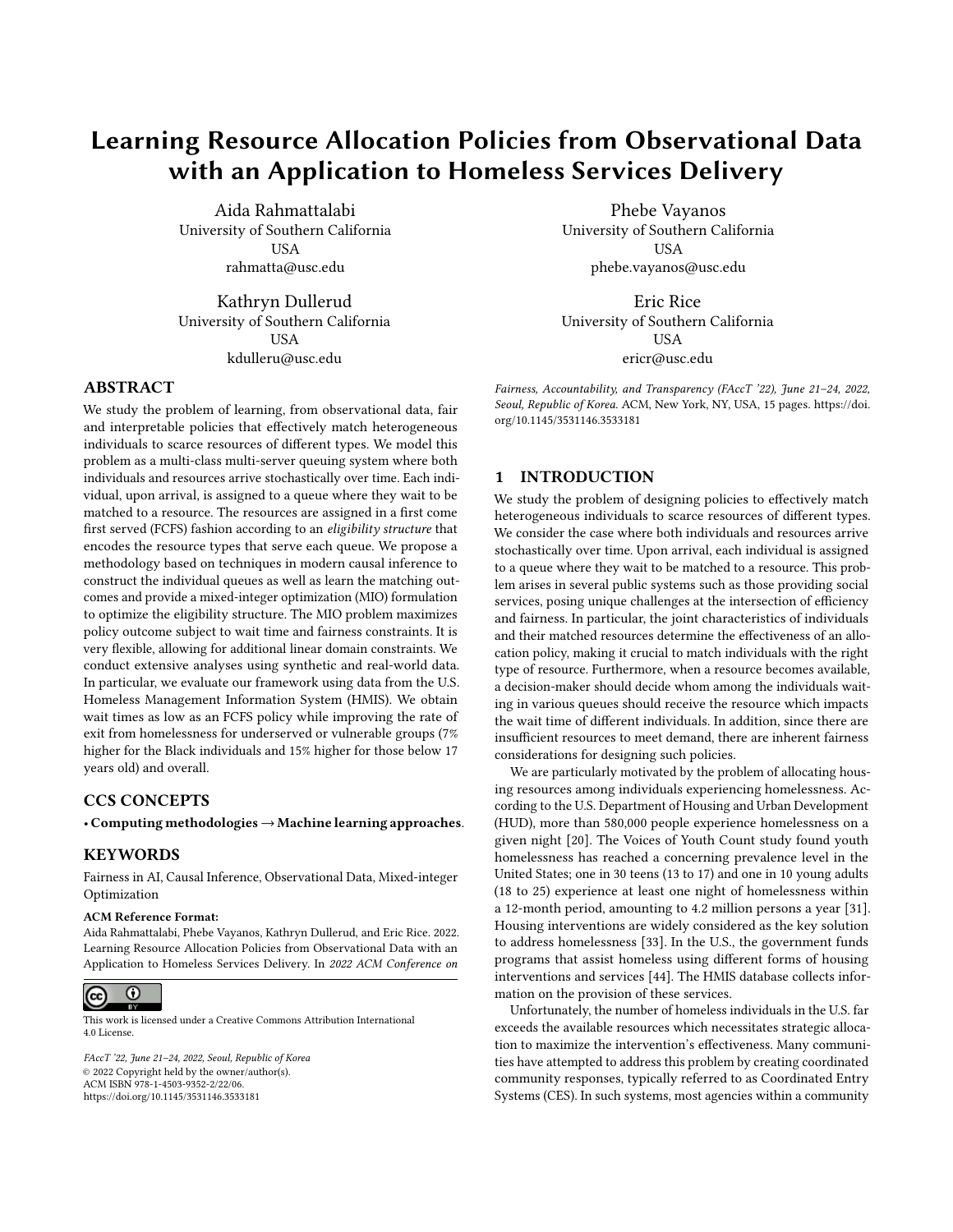# Learning Resource Allocation Policies from Observational Data with an Application to Homeless Services Delivery

Aida Rahmattalabi
University of Southern California
USA
rahmatta@usc.edu

Phebe Vayanos
University of Southern California
USA
phebe.vayanos@usc.edu

Kathryn Dullerud
University of Southern California
USA
kdulleru@usc.edu

Eric Rice
University of Southern California
USA
ericr@usc.edu

## ABSTRACT

We study the problem of learning, from observational data, fair and interpretable policies that effectively match heterogeneous individuals to scarce resources of different types. We model this problem as a multi-class multi-server queuing system where both individuals and resources arrive stochastically over time. Each individual, upon arrival, is assigned to a queue where they wait to be matched to a resource. The resources are assigned in a first come first served (FCFS) fashion according to an *eligibility structure* that encodes the resource types that serve each queue. We propose a methodology based on techniques in modern causal inference to construct the individual queues as well as learn the matching outcomes and provide a mixed-integer optimization (MIO) formulation to optimize the eligibility structure. The MIO problem maximizes policy outcome subject to wait time and fairness constraints. It is very flexible, allowing for additional linear domain constraints. We conduct extensive analyses using synthetic and real-world data. In particular, we evaluate our framework using data from the U.S. Homeless Management Information System (HMIS). We obtain wait times as low as an FCFS policy while improving the rate of exit from homelessness for underserved or vulnerable groups (7% higher for the Black individuals and 15% higher for those below 17 years old) and overall.

## CCS CONCEPTS

• **Computing methodologies** → **Machine learning approaches**.

## KEYWORDS

Fairness in AI, Causal Inference, Observational Data, Mixed-integer Optimization

**ACM Reference Format:**
Aida Rahmattalabi, Phebe Vayanos, Kathryn Dullerud, and Eric Rice. 2022. Learning Resource Allocation Policies from Observational Data with an Application to Homeless Services Delivery. In *2022 ACM Conference on Fairness, Accountability, and Transparency (FAccT '22), June 21–24, 2022, Seoul, Republic of Korea.* ACM, New York, NY, USA, 15 pages. https://doi.org/10.1145/3531146.3533181

This work is licensed under a Creative Commons Attribution International 4.0 License.

*FAccT '22, June 21–24, 2022, Seoul, Republic of Korea*
© 2022 Copyright held by the owner/author(s).
ACM ISBN 978-1-4503-9352-2/22/06.
https://doi.org/10.1145/3531146.3533181

## 1 INTRODUCTION

We study the problem of designing policies to effectively match heterogeneous individuals to scarce resources of different types. We consider the case where both individuals and resources arrive stochastically over time. Upon arrival, each individual is assigned to a queue where they wait to be matched to a resource. This problem arises in several public systems such as those providing social services, posing unique challenges at the intersection of efficiency and fairness. In particular, the joint characteristics of individuals and their matched resources determine the effectiveness of an allocation policy, making it crucial to match individuals with the right type of resource. Furthermore, when a resource becomes available, a decision-maker should decide whom among the individuals waiting in various queues should receive the resource which impacts the wait time of different individuals. In addition, since there are insufficient resources to meet demand, there are inherent fairness considerations for designing such policies.

We are particularly motivated by the problem of allocating housing resources among individuals experiencing homelessness. According to the U.S. Department of Housing and Urban Development (HUD), more than 580,000 people experience homelessness on a given night [20]. The Voices of Youth Count study found youth homelessness has reached a concerning prevalence level in the United States; one in 30 teens (13 to 17) and one in 10 young adults (18 to 25) experience at least one night of homelessness within a 12-month period, amounting to 4.2 million persons a year [31]. Housing interventions are widely considered as the key solution to address homelessness [33]. In the U.S., the government funds programs that assist homeless using different forms of housing interventions and services [44]. The HMIS database collects information on the provision of these services.

Unfortunately, the number of homeless individuals in the U.S. far exceeds the available resources which necessitates strategic allocation to maximize the intervention's effectiveness. Many communities have attempted to address this problem by creating coordinated community responses, typically referred to as Coordinated Entry Systems (CES). In such systems, most agencies within a community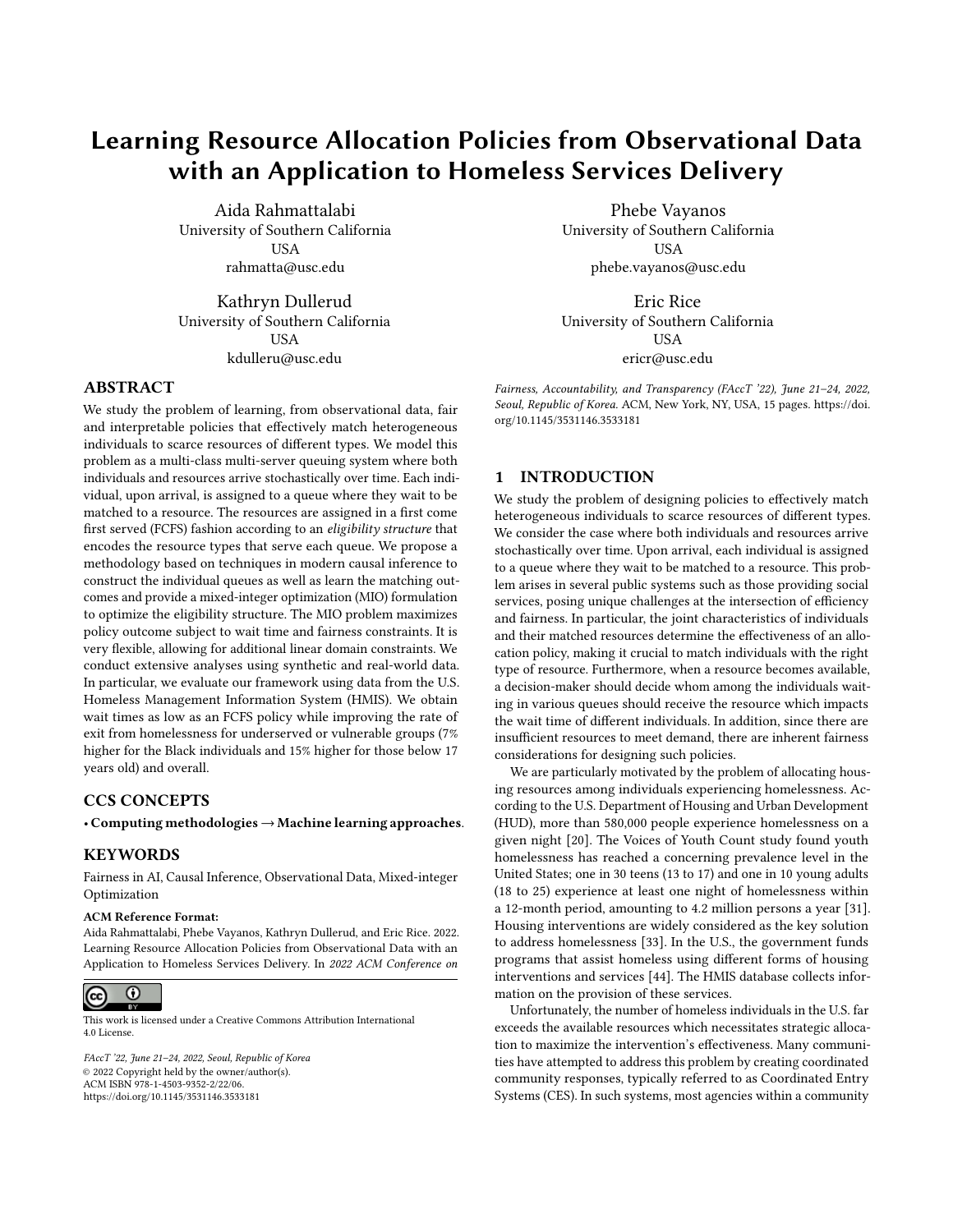# Learning Resource Allocation Policies from Observational Data with an Application to Homeless Services Delivery

Aida Rahmattalabi
University of Southern California
USA
rahmatta@usc.edu

Phebe Vayanos
University of Southern California
USA
phebe.vayanos@usc.edu

Kathryn Dullerud
University of Southern California
USA
kdulleru@usc.edu

Eric Rice
University of Southern California
USA
ericr@usc.edu

## ABSTRACT

We study the problem of learning, from observational data, fair and interpretable policies that effectively match heterogeneous individuals to scarce resources of different types. We model this problem as a multi-class multi-server queuing system where both individuals and resources arrive stochastically over time. Each individual, upon arrival, is assigned to a queue where they wait to be matched to a resource. The resources are assigned in a first come first served (FCFS) fashion according to an *eligibility structure* that encodes the resource types that serve each queue. We propose a methodology based on techniques in modern causal inference to construct the individual queues as well as learn the matching outcomes and provide a mixed-integer optimization (MIO) formulation to optimize the eligibility structure. The MIO problem maximizes policy outcome subject to wait time and fairness constraints. It is very flexible, allowing for additional linear domain constraints. We conduct extensive analyses using synthetic and real-world data. In particular, we evaluate our framework using data from the U.S. Homeless Management Information System (HMIS). We obtain wait times as low as an FCFS policy while improving the rate of exit from homelessness for underserved or vulnerable groups (7% higher for the Black individuals and 15% higher for those below 17 years old) and overall.

## CCS CONCEPTS

• **Computing methodologies → Machine learning approaches**.

## KEYWORDS

Fairness in AI, Causal Inference, Observational Data, Mixed-integer Optimization

**ACM Reference Format:**
Aida Rahmattalabi, Phebe Vayanos, Kathryn Dullerud, and Eric Rice. 2022. Learning Resource Allocation Policies from Observational Data with an Application to Homeless Services Delivery. In *2022 ACM Conference on Fairness, Accountability, and Transparency (FAccT '22), June 21–24, 2022, Seoul, Republic of Korea.* ACM, New York, NY, USA, 15 pages. https://doi.org/10.1145/3531146.3533181

This work is licensed under a Creative Commons Attribution International 4.0 License.

*FAccT '22, June 21–24, 2022, Seoul, Republic of Korea*
© 2022 Copyright held by the owner/author(s).
ACM ISBN 978-1-4503-9352-2/22/06.
https://doi.org/10.1145/3531146.3533181

## 1 INTRODUCTION

We study the problem of designing policies to effectively match heterogeneous individuals to scarce resources of different types. We consider the case where both individuals and resources arrive stochastically over time. Upon arrival, each individual is assigned to a queue where they wait to be matched to a resource. This problem arises in several public systems such as those providing social services, posing unique challenges at the intersection of efficiency and fairness. In particular, the joint characteristics of individuals and their matched resources determine the effectiveness of an allocation policy, making it crucial to match individuals with the right type of resource. Furthermore, when a resource becomes available, a decision-maker should decide whom among the individuals waiting in various queues should receive the resource which impacts the wait time of different individuals. In addition, since there are insufficient resources to meet demand, there are inherent fairness considerations for designing such policies.

We are particularly motivated by the problem of allocating housing resources among individuals experiencing homelessness. According to the U.S. Department of Housing and Urban Development (HUD), more than 580,000 people experience homelessness on a given night [20]. The Voices of Youth Count study found youth homelessness has reached a concerning prevalence level in the United States; one in 30 teens (13 to 17) and one in 10 young adults (18 to 25) experience at least one night of homelessness within a 12-month period, amounting to 4.2 million persons a year [31]. Housing interventions are widely considered as the key solution to address homelessness [33]. In the U.S., the government funds programs that assist homeless using different forms of housing interventions and services [44]. The HMIS database collects information on the provision of these services.

Unfortunately, the number of homeless individuals in the U.S. far exceeds the available resources which necessitates strategic allocation to maximize the intervention's effectiveness. Many communities have attempted to address this problem by creating coordinated community responses, typically referred to as Coordinated Entry Systems (CES). In such systems, most agencies within a community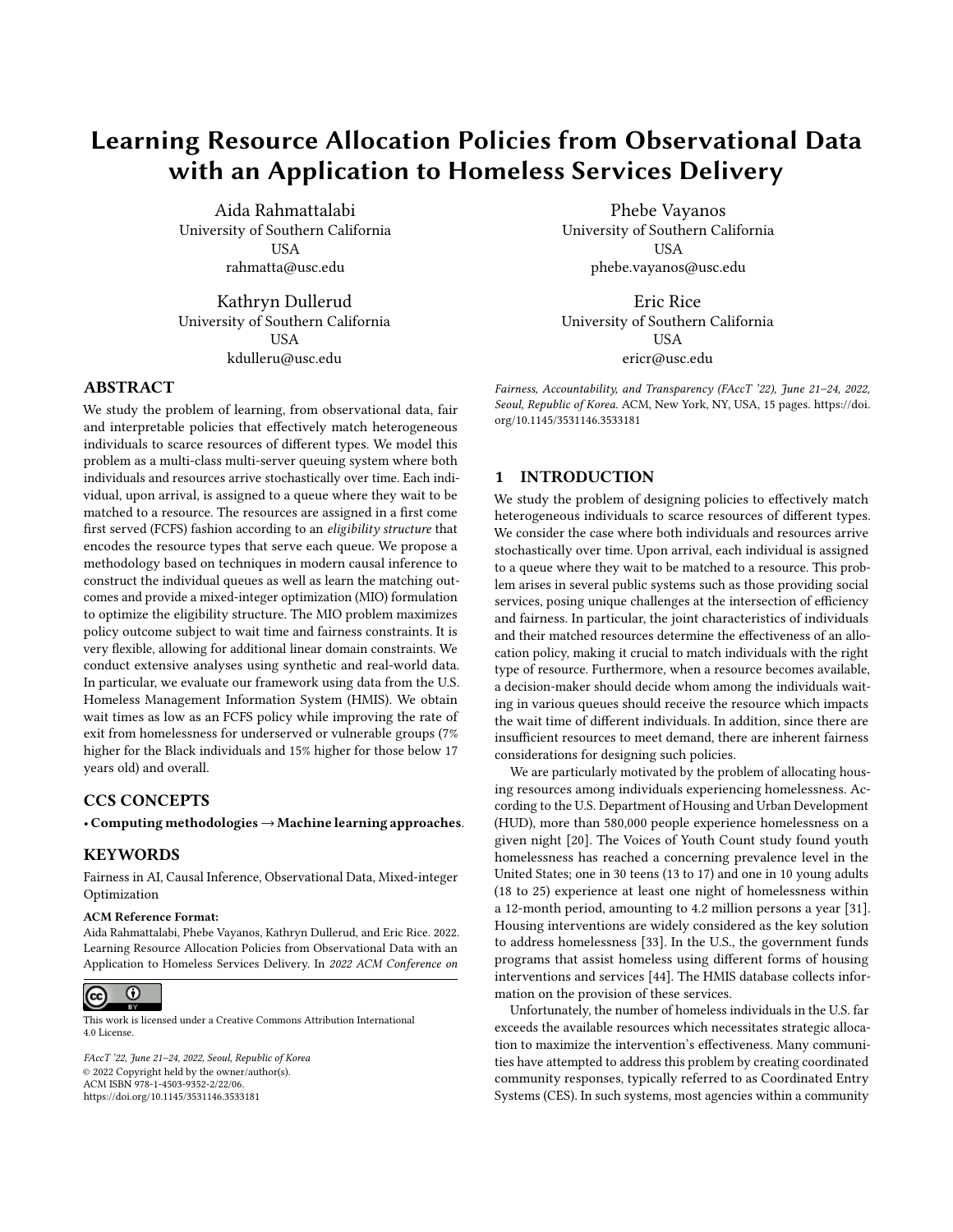# Learning Resource Allocation Policies from Observational Data with an Application to Homeless Services Delivery

Aida Rahmattalabi
University of Southern California
USA
rahmatta@usc.edu

Phebe Vayanos
University of Southern California
USA
phebe.vayanos@usc.edu

Kathryn Dullerud
University of Southern California
USA
kdulleru@usc.edu

Eric Rice
University of Southern California
USA
ericr@usc.edu

## ABSTRACT

We study the problem of learning, from observational data, fair and interpretable policies that effectively match heterogeneous individuals to scarce resources of different types. We model this problem as a multi-class multi-server queuing system where both individuals and resources arrive stochastically over time. Each individual, upon arrival, is assigned to a queue where they wait to be matched to a resource. The resources are assigned in a first come first served (FCFS) fashion according to an *eligibility structure* that encodes the resource types that serve each queue. We propose a methodology based on techniques in modern causal inference to construct the individual queues as well as learn the matching outcomes and provide a mixed-integer optimization (MIO) formulation to optimize the eligibility structure. The MIO problem maximizes policy outcome subject to wait time and fairness constraints. It is very flexible, allowing for additional linear domain constraints. We conduct extensive analyses using synthetic and real-world data. In particular, we evaluate our framework using data from the U.S. Homeless Management Information System (HMIS). We obtain wait times as low as an FCFS policy while improving the rate of exit from homelessness for underserved or vulnerable groups (7% higher for the Black individuals and 15% higher for those below 17 years old) and overall.

## CCS CONCEPTS

• **Computing methodologies → Machine learning approaches**.

## KEYWORDS

Fairness in AI, Causal Inference, Observational Data, Mixed-integer Optimization

**ACM Reference Format:**
Aida Rahmattalabi, Phebe Vayanos, Kathryn Dullerud, and Eric Rice. 2022. Learning Resource Allocation Policies from Observational Data with an Application to Homeless Services Delivery. In *2022 ACM Conference on Fairness, Accountability, and Transparency (FAccT '22), June 21–24, 2022, Seoul, Republic of Korea.* ACM, New York, NY, USA, 15 pages. https://doi.org/10.1145/3531146.3533181

This work is licensed under a Creative Commons Attribution International 4.0 License.

*FAccT '22, June 21–24, 2022, Seoul, Republic of Korea*
© 2022 Copyright held by the owner/author(s).
ACM ISBN 978-1-4503-9352-2/22/06.
https://doi.org/10.1145/3531146.3533181

## 1 INTRODUCTION

We study the problem of designing policies to effectively match heterogeneous individuals to scarce resources of different types. We consider the case where both individuals and resources arrive stochastically over time. Upon arrival, each individual is assigned to a queue where they wait to be matched to a resource. This problem arises in several public systems such as those providing social services, posing unique challenges at the intersection of efficiency and fairness. In particular, the joint characteristics of individuals and their matched resources determine the effectiveness of an allocation policy, making it crucial to match individuals with the right type of resource. Furthermore, when a resource becomes available, a decision-maker should decide whom among the individuals waiting in various queues should receive the resource which impacts the wait time of different individuals. In addition, since there are insufficient resources to meet demand, there are inherent fairness considerations for designing such policies.

We are particularly motivated by the problem of allocating housing resources among individuals experiencing homelessness. According to the U.S. Department of Housing and Urban Development (HUD), more than 580,000 people experience homelessness on a given night [20]. The Voices of Youth Count study found youth homelessness has reached a concerning prevalence level in the United States; one in 30 teens (13 to 17) and one in 10 young adults (18 to 25) experience at least one night of homelessness within a 12-month period, amounting to 4.2 million persons a year [31]. Housing interventions are widely considered as the key solution to address homelessness [33]. In the U.S., the government funds programs that assist homeless using different forms of housing interventions and services [44]. The HMIS database collects information on the provision of these services.

Unfortunately, the number of homeless individuals in the U.S. far exceeds the available resources which necessitates strategic allocation to maximize the intervention's effectiveness. Many communities have attempted to address this problem by creating coordinated community responses, typically referred to as Coordinated Entry Systems (CES). In such systems, most agencies within a community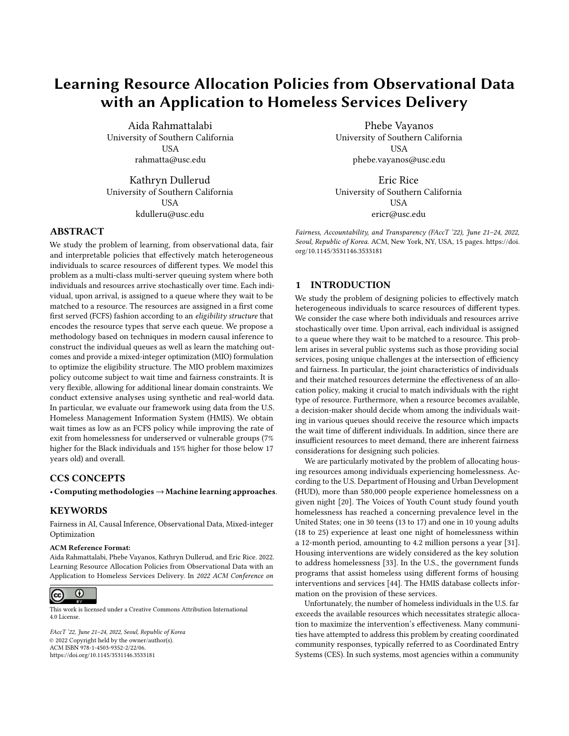# Learning Resource Allocation Policies from Observational Data with an Application to Homeless Services Delivery

Aida Rahmattalabi
University of Southern California
USA
rahmatta@usc.edu

Phebe Vayanos
University of Southern California
USA
phebe.vayanos@usc.edu

Kathryn Dullerud
University of Southern California
USA
kdulleru@usc.edu

Eric Rice
University of Southern California
USA
ericr@usc.edu

## ABSTRACT

We study the problem of learning, from observational data, fair and interpretable policies that effectively match heterogeneous individuals to scarce resources of different types. We model this problem as a multi-class multi-server queuing system where both individuals and resources arrive stochastically over time. Each individual, upon arrival, is assigned to a queue where they wait to be matched to a resource. The resources are assigned in a first come first served (FCFS) fashion according to an *eligibility structure* that encodes the resource types that serve each queue. We propose a methodology based on techniques in modern causal inference to construct the individual queues as well as learn the matching outcomes and provide a mixed-integer optimization (MIO) formulation to optimize the eligibility structure. The MIO problem maximizes policy outcome subject to wait time and fairness constraints. It is very flexible, allowing for additional linear domain constraints. We conduct extensive analyses using synthetic and real-world data. In particular, we evaluate our framework using data from the U.S. Homeless Management Information System (HMIS). We obtain wait times as low as an FCFS policy while improving the rate of exit from homelessness for underserved or vulnerable groups (7% higher for the Black individuals and 15% higher for those below 17 years old) and overall.

## CCS CONCEPTS

• **Computing methodologies → Machine learning approaches**.

## KEYWORDS

Fairness in AI, Causal Inference, Observational Data, Mixed-integer Optimization

**ACM Reference Format:**
Aida Rahmattalabi, Phebe Vayanos, Kathryn Dullerud, and Eric Rice. 2022. Learning Resource Allocation Policies from Observational Data with an Application to Homeless Services Delivery. In *2022 ACM Conference on Fairness, Accountability, and Transparency (FAccT '22), June 21–24, 2022, Seoul, Republic of Korea.* ACM, New York, NY, USA, 15 pages. https://doi.org/10.1145/3531146.3533181

This work is licensed under a Creative Commons Attribution International 4.0 License.

*FAccT '22, June 21–24, 2022, Seoul, Republic of Korea*
© 2022 Copyright held by the owner/author(s).
ACM ISBN 978-1-4503-9352-2/22/06.
https://doi.org/10.1145/3531146.3533181

## 1 INTRODUCTION

We study the problem of designing policies to effectively match heterogeneous individuals to scarce resources of different types. We consider the case where both individuals and resources arrive stochastically over time. Upon arrival, each individual is assigned to a queue where they wait to be matched to a resource. This problem arises in several public systems such as those providing social services, posing unique challenges at the intersection of efficiency and fairness. In particular, the joint characteristics of individuals and their matched resources determine the effectiveness of an allocation policy, making it crucial to match individuals with the right type of resource. Furthermore, when a resource becomes available, a decision-maker should decide whom among the individuals waiting in various queues should receive the resource which impacts the wait time of different individuals. In addition, since there are insufficient resources to meet demand, there are inherent fairness considerations for designing such policies.

We are particularly motivated by the problem of allocating housing resources among individuals experiencing homelessness. According to the U.S. Department of Housing and Urban Development (HUD), more than 580,000 people experience homelessness on a given night [20]. The Voices of Youth Count study found youth homelessness has reached a concerning prevalence level in the United States; one in 30 teens (13 to 17) and one in 10 young adults (18 to 25) experience at least one night of homelessness within a 12-month period, amounting to 4.2 million persons a year [31]. Housing interventions are widely considered as the key solution to address homelessness [33]. In the U.S., the government funds programs that assist homeless using different forms of housing interventions and services [44]. The HMIS database collects information on the provision of these services.

Unfortunately, the number of homeless individuals in the U.S. far exceeds the available resources which necessitates strategic allocation to maximize the intervention's effectiveness. Many communities have attempted to address this problem by creating coordinated community responses, typically referred to as Coordinated Entry Systems (CES). In such systems, most agencies within a community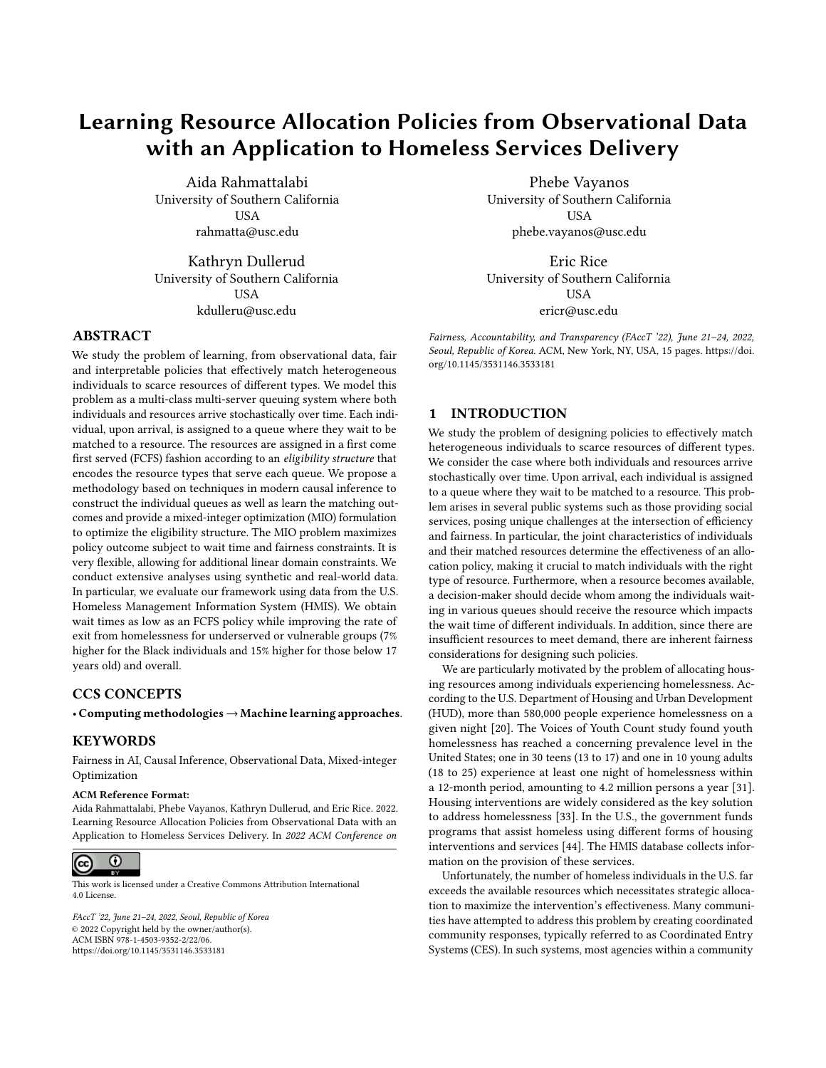# Learning Resource Allocation Policies from Observational Data with an Application to Homeless Services Delivery

Aida Rahmattalabi
University of Southern California
USA
rahmatta@usc.edu

Phebe Vayanos
University of Southern California
USA
phebe.vayanos@usc.edu

Kathryn Dullerud
University of Southern California
USA
kdulleru@usc.edu

Eric Rice
University of Southern California
USA
ericr@usc.edu

## ABSTRACT

We study the problem of learning, from observational data, fair and interpretable policies that effectively match heterogeneous individuals to scarce resources of different types. We model this problem as a multi-class multi-server queuing system where both individuals and resources arrive stochastically over time. Each individual, upon arrival, is assigned to a queue where they wait to be matched to a resource. The resources are assigned in a first come first served (FCFS) fashion according to an *eligibility structure* that encodes the resource types that serve each queue. We propose a methodology based on techniques in modern causal inference to construct the individual queues as well as learn the matching outcomes and provide a mixed-integer optimization (MIO) formulation to optimize the eligibility structure. The MIO problem maximizes policy outcome subject to wait time and fairness constraints. It is very flexible, allowing for additional linear domain constraints. We conduct extensive analyses using synthetic and real-world data. In particular, we evaluate our framework using data from the U.S. Homeless Management Information System (HMIS). We obtain wait times as low as an FCFS policy while improving the rate of exit from homelessness for underserved or vulnerable groups (7% higher for the Black individuals and 15% higher for those below 17 years old) and overall.

## CCS CONCEPTS

• **Computing methodologies → Machine learning approaches**.

## KEYWORDS

Fairness in AI, Causal Inference, Observational Data, Mixed-integer Optimization

**ACM Reference Format:**
Aida Rahmattalabi, Phebe Vayanos, Kathryn Dullerud, and Eric Rice. 2022. Learning Resource Allocation Policies from Observational Data with an Application to Homeless Services Delivery. In *2022 ACM Conference on Fairness, Accountability, and Transparency (FAccT '22), June 21–24, 2022, Seoul, Republic of Korea.* ACM, New York, NY, USA, 15 pages. https://doi.org/10.1145/3531146.3533181

This work is licensed under a Creative Commons Attribution International 4.0 License.

*FAccT '22, June 21–24, 2022, Seoul, Republic of Korea*
© 2022 Copyright held by the owner/author(s).
ACM ISBN 978-1-4503-9352-2/22/06.
https://doi.org/10.1145/3531146.3533181

## 1 INTRODUCTION

We study the problem of designing policies to effectively match heterogeneous individuals to scarce resources of different types. We consider the case where both individuals and resources arrive stochastically over time. Upon arrival, each individual is assigned to a queue where they wait to be matched to a resource. This problem arises in several public systems such as those providing social services, posing unique challenges at the intersection of efficiency and fairness. In particular, the joint characteristics of individuals and their matched resources determine the effectiveness of an allocation policy, making it crucial to match individuals with the right type of resource. Furthermore, when a resource becomes available, a decision-maker should decide whom among the individuals waiting in various queues should receive the resource which impacts the wait time of different individuals. In addition, since there are insufficient resources to meet demand, there are inherent fairness considerations for designing such policies.

We are particularly motivated by the problem of allocating housing resources among individuals experiencing homelessness. According to the U.S. Department of Housing and Urban Development (HUD), more than 580,000 people experience homelessness on a given night [20]. The Voices of Youth Count study found youth homelessness has reached a concerning prevalence level in the United States; one in 30 teens (13 to 17) and one in 10 young adults (18 to 25) experience at least one night of homelessness within a 12-month period, amounting to 4.2 million persons a year [31]. Housing interventions are widely considered as the key solution to address homelessness [33]. In the U.S., the government funds programs that assist homeless using different forms of housing interventions and services [44]. The HMIS database collects information on the provision of these services.

Unfortunately, the number of homeless individuals in the U.S. far exceeds the available resources which necessitates strategic allocation to maximize the intervention's effectiveness. Many communities have attempted to address this problem by creating coordinated community responses, typically referred to as Coordinated Entry Systems (CES). In such systems, most agencies within a community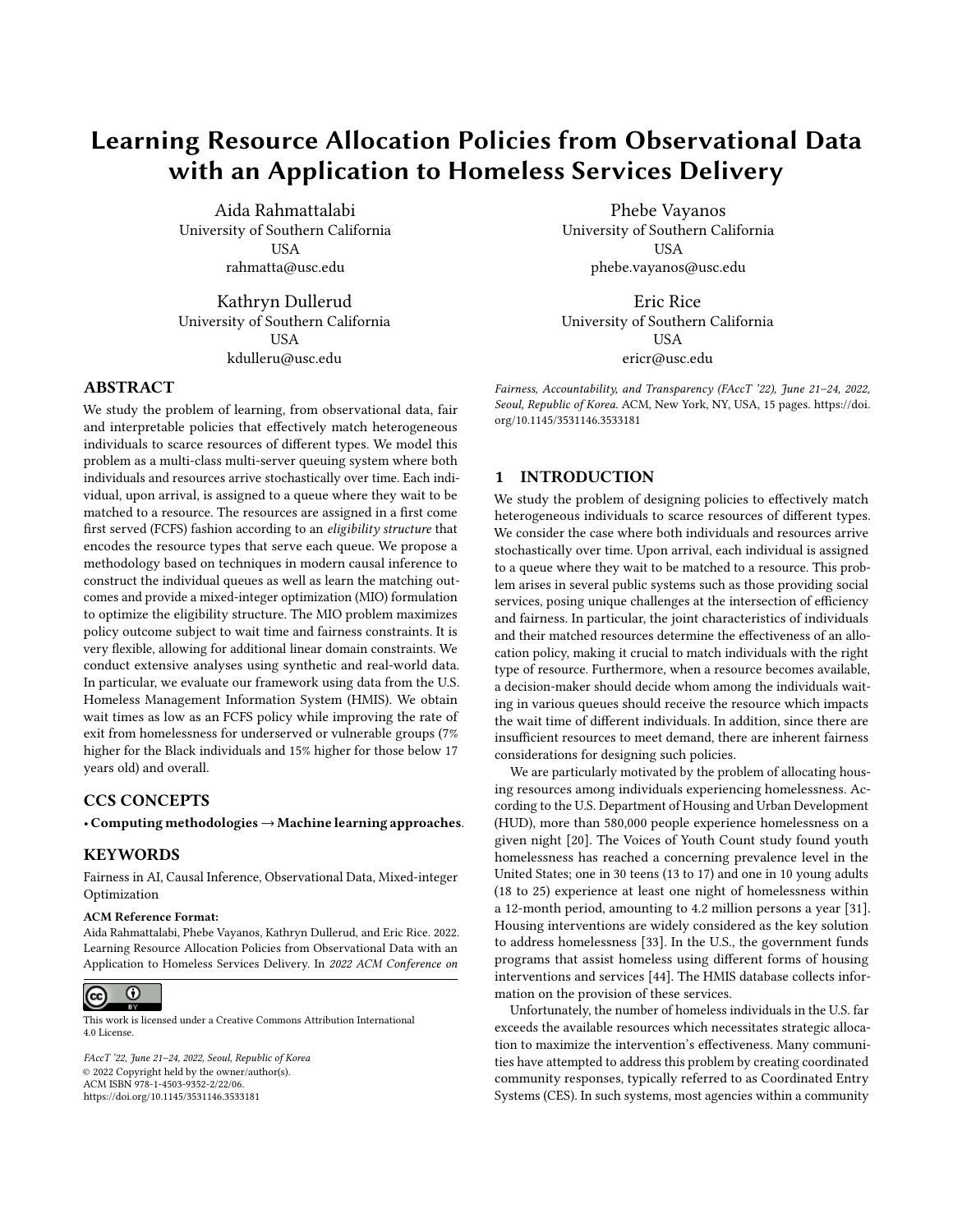# Learning Resource Allocation Policies from Observational Data with an Application to Homeless Services Delivery

Aida Rahmattalabi
University of Southern California
USA
rahmatta@usc.edu

Phebe Vayanos
University of Southern California
USA
phebe.vayanos@usc.edu

Kathryn Dullerud
University of Southern California
USA
kdulleru@usc.edu

Eric Rice
University of Southern California
USA
ericr@usc.edu

## ABSTRACT

We study the problem of learning, from observational data, fair and interpretable policies that effectively match heterogeneous individuals to scarce resources of different types. We model this problem as a multi-class multi-server queuing system where both individuals and resources arrive stochastically over time. Each individual, upon arrival, is assigned to a queue where they wait to be matched to a resource. The resources are assigned in a first come first served (FCFS) fashion according to an *eligibility structure* that encodes the resource types that serve each queue. We propose a methodology based on techniques in modern causal inference to construct the individual queues as well as learn the matching outcomes and provide a mixed-integer optimization (MIO) formulation to optimize the eligibility structure. The MIO problem maximizes policy outcome subject to wait time and fairness constraints. It is very flexible, allowing for additional linear domain constraints. We conduct extensive analyses using synthetic and real-world data. In particular, we evaluate our framework using data from the U.S. Homeless Management Information System (HMIS). We obtain wait times as low as an FCFS policy while improving the rate of exit from homelessness for underserved or vulnerable groups (7% higher for the Black individuals and 15% higher for those below 17 years old) and overall.

## CCS CONCEPTS

• **Computing methodologies → Machine learning approaches**.

## KEYWORDS

Fairness in AI, Causal Inference, Observational Data, Mixed-integer Optimization

**ACM Reference Format:**
Aida Rahmattalabi, Phebe Vayanos, Kathryn Dullerud, and Eric Rice. 2022. Learning Resource Allocation Policies from Observational Data with an Application to Homeless Services Delivery. In *2022 ACM Conference on Fairness, Accountability, and Transparency (FAccT '22), June 21–24, 2022, Seoul, Republic of Korea.* ACM, New York, NY, USA, 15 pages. https://doi.org/10.1145/3531146.3533181

This work is licensed under a Creative Commons Attribution International 4.0 License.

*FAccT '22, June 21–24, 2022, Seoul, Republic of Korea*
© 2022 Copyright held by the owner/author(s).
ACM ISBN 978-1-4503-9352-2/22/06.
https://doi.org/10.1145/3531146.3533181

## 1 INTRODUCTION

We study the problem of designing policies to effectively match heterogeneous individuals to scarce resources of different types. We consider the case where both individuals and resources arrive stochastically over time. Upon arrival, each individual is assigned to a queue where they wait to be matched to a resource. This problem arises in several public systems such as those providing social services, posing unique challenges at the intersection of efficiency and fairness. In particular, the joint characteristics of individuals and their matched resources determine the effectiveness of an allocation policy, making it crucial to match individuals with the right type of resource. Furthermore, when a resource becomes available, a decision-maker should decide whom among the individuals waiting in various queues should receive the resource which impacts the wait time of different individuals. In addition, since there are insufficient resources to meet demand, there are inherent fairness considerations for designing such policies.

We are particularly motivated by the problem of allocating housing resources among individuals experiencing homelessness. According to the U.S. Department of Housing and Urban Development (HUD), more than 580,000 people experience homelessness on a given night [20]. The Voices of Youth Count study found youth homelessness has reached a concerning prevalence level in the United States; one in 30 teens (13 to 17) and one in 10 young adults (18 to 25) experience at least one night of homelessness within a 12-month period, amounting to 4.2 million persons a year [31]. Housing interventions are widely considered as the key solution to address homelessness [33]. In the U.S., the government funds programs that assist homeless using different forms of housing interventions and services [44]. The HMIS database collects information on the provision of these services.

Unfortunately, the number of homeless individuals in the U.S. far exceeds the available resources which necessitates strategic allocation to maximize the intervention's effectiveness. Many communities have attempted to address this problem by creating coordinated community responses, typically referred to as Coordinated Entry Systems (CES). In such systems, most agencies within a community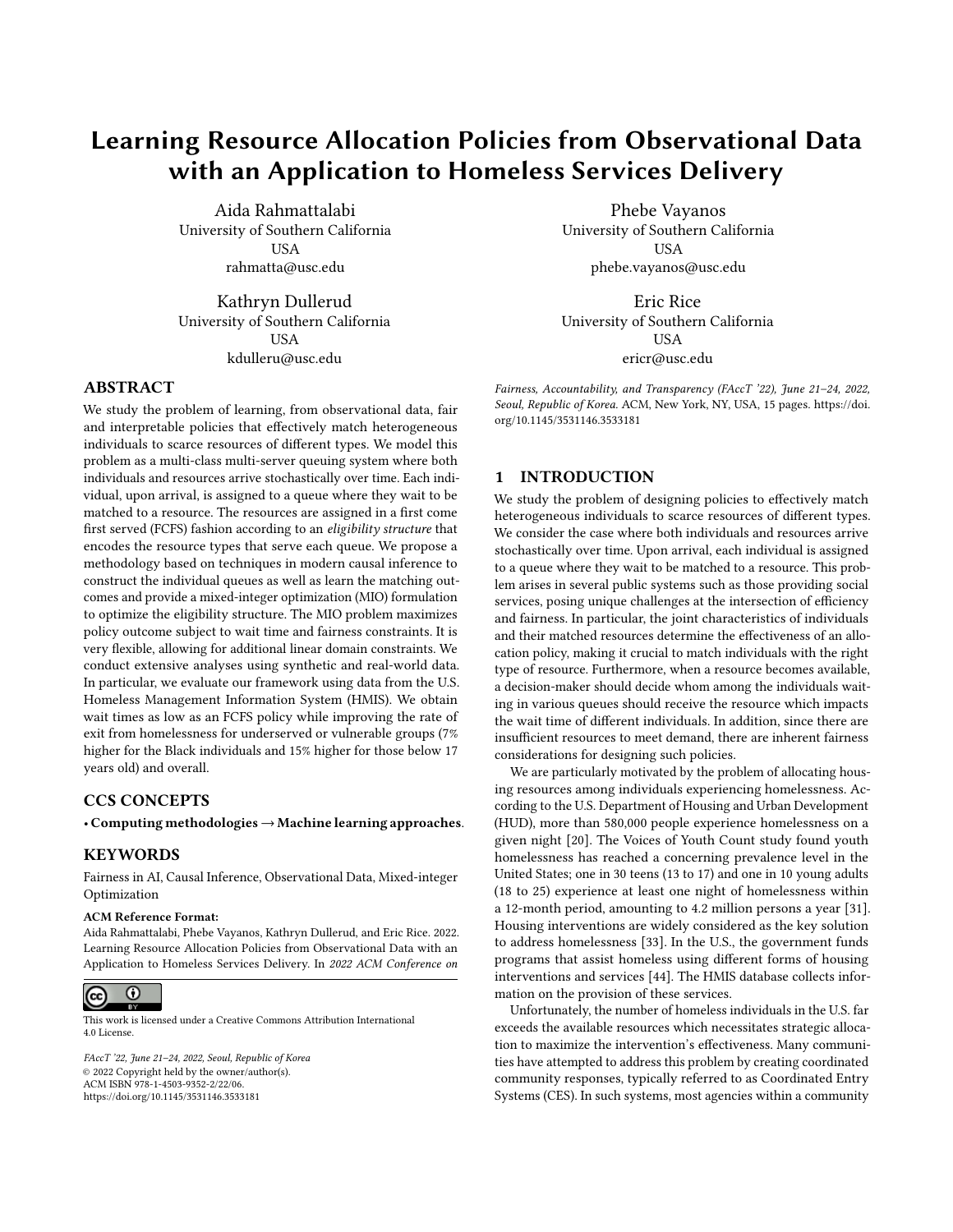# Learning Resource Allocation Policies from Observational Data with an Application to Homeless Services Delivery

Aida Rahmattalabi
University of Southern California
USA
rahmatta@usc.edu

Phebe Vayanos
University of Southern California
USA
phebe.vayanos@usc.edu

Kathryn Dullerud
University of Southern California
USA
kdulleru@usc.edu

Eric Rice
University of Southern California
USA
ericr@usc.edu

## ABSTRACT

We study the problem of learning, from observational data, fair and interpretable policies that effectively match heterogeneous individuals to scarce resources of different types. We model this problem as a multi-class multi-server queuing system where both individuals and resources arrive stochastically over time. Each individual, upon arrival, is assigned to a queue where they wait to be matched to a resource. The resources are assigned in a first come first served (FCFS) fashion according to an *eligibility structure* that encodes the resource types that serve each queue. We propose a methodology based on techniques in modern causal inference to construct the individual queues as well as learn the matching outcomes and provide a mixed-integer optimization (MIO) formulation to optimize the eligibility structure. The MIO problem maximizes policy outcome subject to wait time and fairness constraints. It is very flexible, allowing for additional linear domain constraints. We conduct extensive analyses using synthetic and real-world data. In particular, we evaluate our framework using data from the U.S. Homeless Management Information System (HMIS). We obtain wait times as low as an FCFS policy while improving the rate of exit from homelessness for underserved or vulnerable groups (7% higher for the Black individuals and 15% higher for those below 17 years old) and overall.

## CCS CONCEPTS

• **Computing methodologies → Machine learning approaches**.

## KEYWORDS

Fairness in AI, Causal Inference, Observational Data, Mixed-integer Optimization

**ACM Reference Format:**
Aida Rahmattalabi, Phebe Vayanos, Kathryn Dullerud, and Eric Rice. 2022. Learning Resource Allocation Policies from Observational Data with an Application to Homeless Services Delivery. In *2022 ACM Conference on Fairness, Accountability, and Transparency (FAccT '22), June 21–24, 2022, Seoul, Republic of Korea.* ACM, New York, NY, USA, 15 pages. https://doi.org/10.1145/3531146.3533181

This work is licensed under a Creative Commons Attribution International 4.0 License.

*FAccT '22, June 21–24, 2022, Seoul, Republic of Korea*
© 2022 Copyright held by the owner/author(s).
ACM ISBN 978-1-4503-9352-2/22/06.
https://doi.org/10.1145/3531146.3533181

## 1 INTRODUCTION

We study the problem of designing policies to effectively match heterogeneous individuals to scarce resources of different types. We consider the case where both individuals and resources arrive stochastically over time. Upon arrival, each individual is assigned to a queue where they wait to be matched to a resource. This problem arises in several public systems such as those providing social services, posing unique challenges at the intersection of efficiency and fairness. In particular, the joint characteristics of individuals and their matched resources determine the effectiveness of an allocation policy, making it crucial to match individuals with the right type of resource. Furthermore, when a resource becomes available, a decision-maker should decide whom among the individuals waiting in various queues should receive the resource which impacts the wait time of different individuals. In addition, since there are insufficient resources to meet demand, there are inherent fairness considerations for designing such policies.

We are particularly motivated by the problem of allocating housing resources among individuals experiencing homelessness. According to the U.S. Department of Housing and Urban Development (HUD), more than 580,000 people experience homelessness on a given night [20]. The Voices of Youth Count study found youth homelessness has reached a concerning prevalence level in the United States; one in 30 teens (13 to 17) and one in 10 young adults (18 to 25) experience at least one night of homelessness within a 12-month period, amounting to 4.2 million persons a year [31]. Housing interventions are widely considered as the key solution to address homelessness [33]. In the U.S., the government funds programs that assist homeless using different forms of housing interventions and services [44]. The HMIS database collects information on the provision of these services.

Unfortunately, the number of homeless individuals in the U.S. far exceeds the available resources which necessitates strategic allocation to maximize the intervention's effectiveness. Many communities have attempted to address this problem by creating coordinated community responses, typically referred to as Coordinated Entry Systems (CES). In such systems, most agencies within a community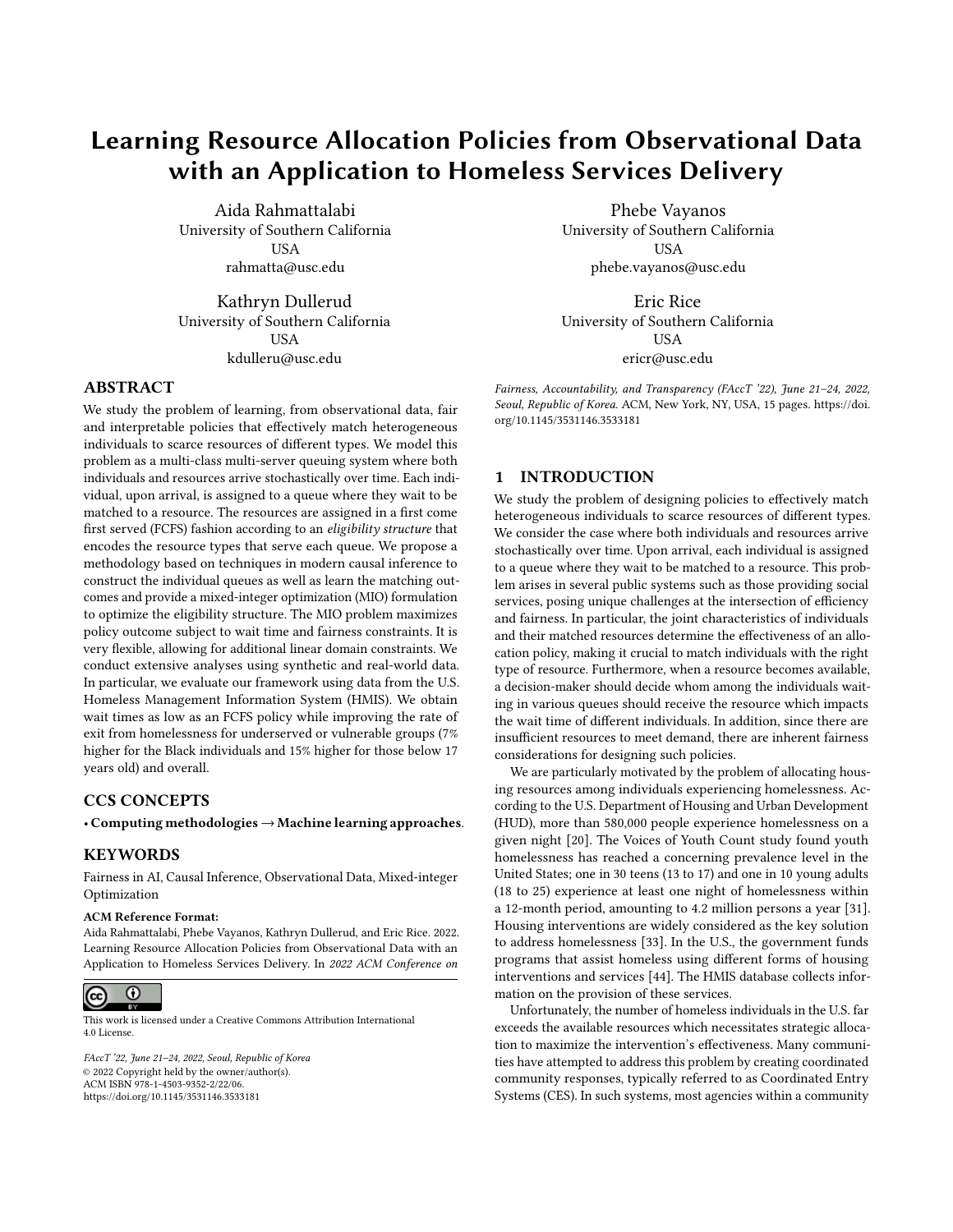# Learning Resource Allocation Policies from Observational Data with an Application to Homeless Services Delivery

Aida Rahmattalabi
University of Southern California
USA
rahmatta@usc.edu

Phebe Vayanos
University of Southern California
USA
phebe.vayanos@usc.edu

Kathryn Dullerud
University of Southern California
USA
kdulleru@usc.edu

Eric Rice
University of Southern California
USA
ericr@usc.edu

## ABSTRACT

We study the problem of learning, from observational data, fair and interpretable policies that effectively match heterogeneous individuals to scarce resources of different types. We model this problem as a multi-class multi-server queuing system where both individuals and resources arrive stochastically over time. Each individual, upon arrival, is assigned to a queue where they wait to be matched to a resource. The resources are assigned in a first come first served (FCFS) fashion according to an *eligibility structure* that encodes the resource types that serve each queue. We propose a methodology based on techniques in modern causal inference to construct the individual queues as well as learn the matching outcomes and provide a mixed-integer optimization (MIO) formulation to optimize the eligibility structure. The MIO problem maximizes policy outcome subject to wait time and fairness constraints. It is very flexible, allowing for additional linear domain constraints. We conduct extensive analyses using synthetic and real-world data. In particular, we evaluate our framework using data from the U.S. Homeless Management Information System (HMIS). We obtain wait times as low as an FCFS policy while improving the rate of exit from homelessness for underserved or vulnerable groups (7% higher for the Black individuals and 15% higher for those below 17 years old) and overall.

## CCS CONCEPTS

• **Computing methodologies → Machine learning approaches**.

## KEYWORDS

Fairness in AI, Causal Inference, Observational Data, Mixed-integer Optimization

**ACM Reference Format:**
Aida Rahmattalabi, Phebe Vayanos, Kathryn Dullerud, and Eric Rice. 2022. Learning Resource Allocation Policies from Observational Data with an Application to Homeless Services Delivery. In *2022 ACM Conference on Fairness, Accountability, and Transparency (FAccT '22), June 21–24, 2022, Seoul, Republic of Korea.* ACM, New York, NY, USA, 15 pages. https://doi.org/10.1145/3531146.3533181

This work is licensed under a Creative Commons Attribution International 4.0 License.

*FAccT '22, June 21–24, 2022, Seoul, Republic of Korea*
© 2022 Copyright held by the owner/author(s).
ACM ISBN 978-1-4503-9352-2/22/06.
https://doi.org/10.1145/3531146.3533181

## 1 INTRODUCTION

We study the problem of designing policies to effectively match heterogeneous individuals to scarce resources of different types. We consider the case where both individuals and resources arrive stochastically over time. Upon arrival, each individual is assigned to a queue where they wait to be matched to a resource. This problem arises in several public systems such as those providing social services, posing unique challenges at the intersection of efficiency and fairness. In particular, the joint characteristics of individuals and their matched resources determine the effectiveness of an allocation policy, making it crucial to match individuals with the right type of resource. Furthermore, when a resource becomes available, a decision-maker should decide whom among the individuals waiting in various queues should receive the resource which impacts the wait time of different individuals. In addition, since there are insufficient resources to meet demand, there are inherent fairness considerations for designing such policies.

We are particularly motivated by the problem of allocating housing resources among individuals experiencing homelessness. According to the U.S. Department of Housing and Urban Development (HUD), more than 580,000 people experience homelessness on a given night [20]. The Voices of Youth Count study found youth homelessness has reached a concerning prevalence level in the United States; one in 30 teens (13 to 17) and one in 10 young adults (18 to 25) experience at least one night of homelessness within a 12-month period, amounting to 4.2 million persons a year [31]. Housing interventions are widely considered as the key solution to address homelessness [33]. In the U.S., the government funds programs that assist homeless using different forms of housing interventions and services [44]. The HMIS database collects information on the provision of these services.

Unfortunately, the number of homeless individuals in the U.S. far exceeds the available resources which necessitates strategic allocation to maximize the intervention's effectiveness. Many communities have attempted to address this problem by creating coordinated community responses, typically referred to as Coordinated Entry Systems (CES). In such systems, most agencies within a community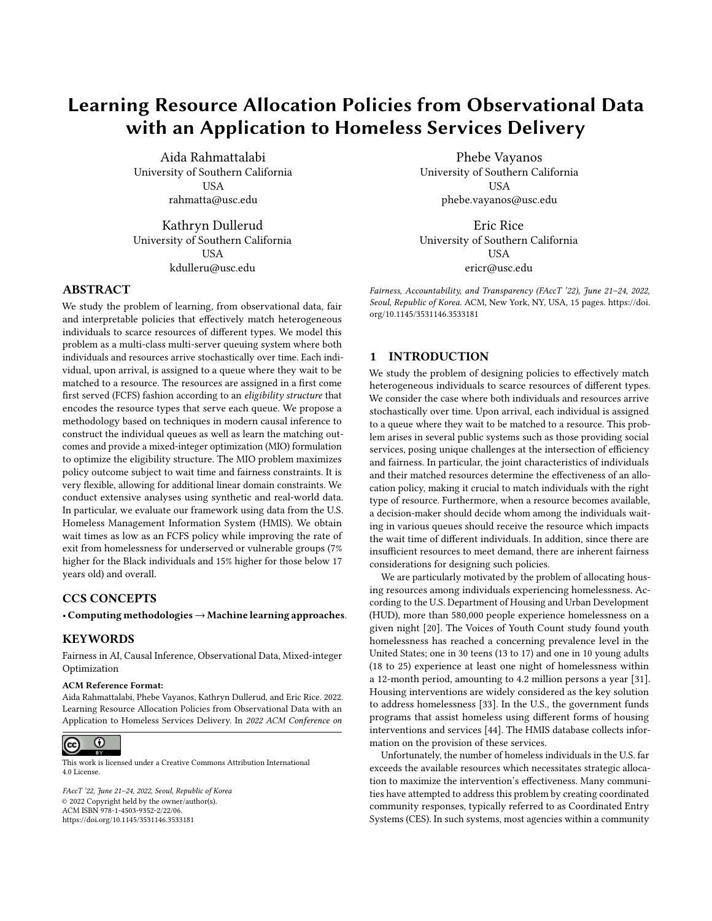# Learning Resource Allocation Policies from Observational Data with an Application to Homeless Services Delivery

Aida Rahmattalabi
University of Southern California
USA
rahmatta@usc.edu

Phebe Vayanos
University of Southern California
USA
phebe.vayanos@usc.edu

Kathryn Dullerud
University of Southern California
USA
kdulleru@usc.edu

Eric Rice
University of Southern California
USA
ericr@usc.edu

## ABSTRACT

We study the problem of learning, from observational data, fair and interpretable policies that effectively match heterogeneous individuals to scarce resources of different types. We model this problem as a multi-class multi-server queuing system where both individuals and resources arrive stochastically over time. Each individual, upon arrival, is assigned to a queue where they wait to be matched to a resource. The resources are assigned in a first come first served (FCFS) fashion according to an *eligibility structure* that encodes the resource types that serve each queue. We propose a methodology based on techniques in modern causal inference to construct the individual queues as well as learn the matching outcomes and provide a mixed-integer optimization (MIO) formulation to optimize the eligibility structure. The MIO problem maximizes policy outcome subject to wait time and fairness constraints. It is very flexible, allowing for additional linear domain constraints. We conduct extensive analyses using synthetic and real-world data. In particular, we evaluate our framework using data from the U.S. Homeless Management Information System (HMIS). We obtain wait times as low as an FCFS policy while improving the rate of exit from homelessness for underserved or vulnerable groups (7% higher for the Black individuals and 15% higher for those below 17 years old) and overall.

## CCS CONCEPTS

• **Computing methodologies → Machine learning approaches**.

## KEYWORDS

Fairness in AI, Causal Inference, Observational Data, Mixed-integer Optimization

**ACM Reference Format:**
Aida Rahmattalabi, Phebe Vayanos, Kathryn Dullerud, and Eric Rice. 2022. Learning Resource Allocation Policies from Observational Data with an Application to Homeless Services Delivery. In *2022 ACM Conference on Fairness, Accountability, and Transparency (FAccT '22), June 21–24, 2022, Seoul, Republic of Korea.* ACM, New York, NY, USA, 15 pages. https://doi.org/10.1145/3531146.3533181

This work is licensed under a Creative Commons Attribution International 4.0 License.

*FAccT '22, June 21–24, 2022, Seoul, Republic of Korea*
© 2022 Copyright held by the owner/author(s).
ACM ISBN 978-1-4503-9352-2/22/06.
https://doi.org/10.1145/3531146.3533181

## 1 INTRODUCTION

We study the problem of designing policies to effectively match heterogeneous individuals to scarce resources of different types. We consider the case where both individuals and resources arrive stochastically over time. Upon arrival, each individual is assigned to a queue where they wait to be matched to a resource. This problem arises in several public systems such as those providing social services, posing unique challenges at the intersection of efficiency and fairness. In particular, the joint characteristics of individuals and their matched resources determine the effectiveness of an allocation policy, making it crucial to match individuals with the right type of resource. Furthermore, when a resource becomes available, a decision-maker should decide whom among the individuals waiting in various queues should receive the resource which impacts the wait time of different individuals. In addition, since there are insufficient resources to meet demand, there are inherent fairness considerations for designing such policies.

We are particularly motivated by the problem of allocating housing resources among individuals experiencing homelessness. According to the U.S. Department of Housing and Urban Development (HUD), more than 580,000 people experience homelessness on a given night [20]. The Voices of Youth Count study found youth homelessness has reached a concerning prevalence level in the United States; one in 30 teens (13 to 17) and one in 10 young adults (18 to 25) experience at least one night of homelessness within a 12-month period, amounting to 4.2 million persons a year [31]. Housing interventions are widely considered as the key solution to address homelessness [33]. In the U.S., the government funds programs that assist homeless using different forms of housing interventions and services [44]. The HMIS database collects information on the provision of these services.

Unfortunately, the number of homeless individuals in the U.S. far exceeds the available resources which necessitates strategic allocation to maximize the intervention's effectiveness. Many communities have attempted to address this problem by creating coordinated community responses, typically referred to as Coordinated Entry Systems (CES). In such systems, most agencies within a community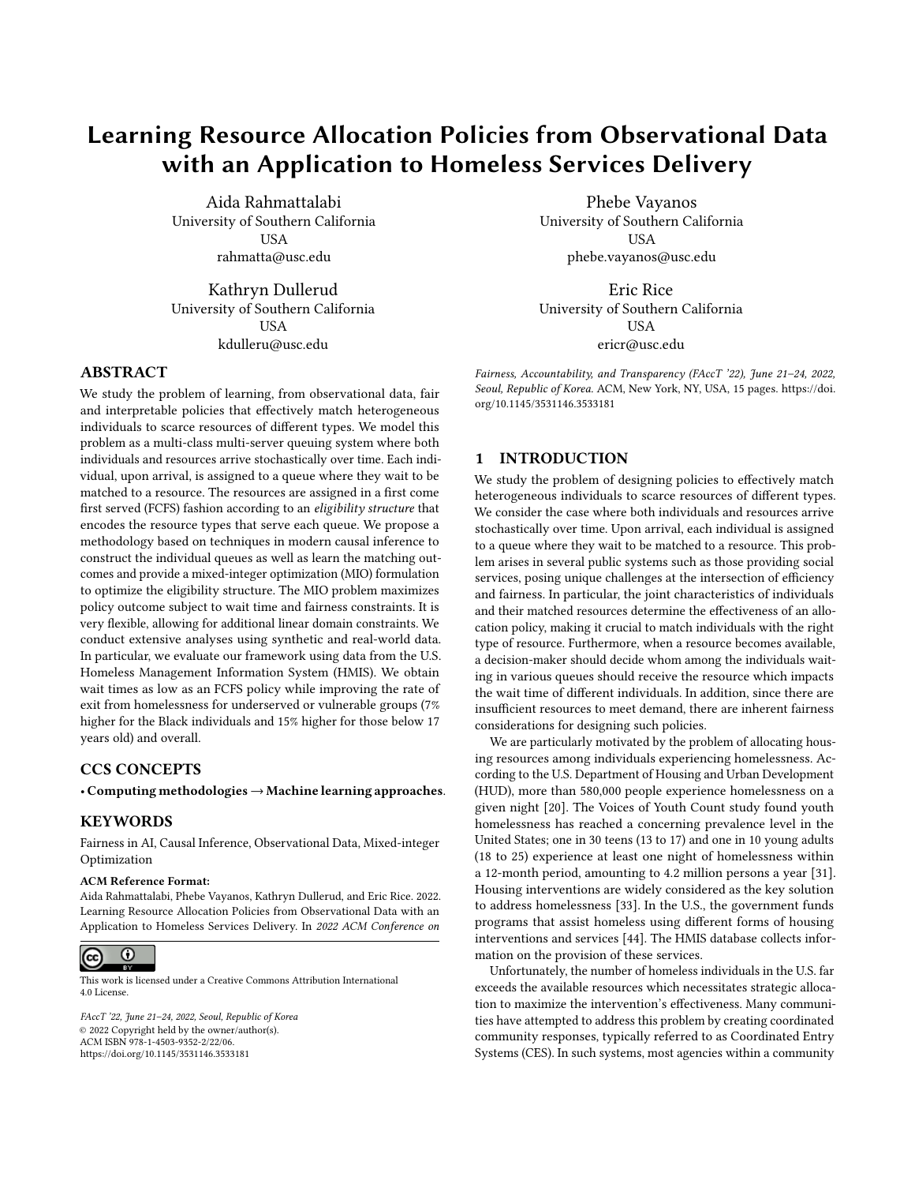# Learning Resource Allocation Policies from Observational Data with an Application to Homeless Services Delivery

Aida Rahmattalabi
University of Southern California
USA
rahmatta@usc.edu

Phebe Vayanos
University of Southern California
USA
phebe.vayanos@usc.edu

Kathryn Dullerud
University of Southern California
USA
kdulleru@usc.edu

Eric Rice
University of Southern California
USA
ericr@usc.edu

## ABSTRACT

We study the problem of learning, from observational data, fair and interpretable policies that effectively match heterogeneous individuals to scarce resources of different types. We model this problem as a multi-class multi-server queuing system where both individuals and resources arrive stochastically over time. Each individual, upon arrival, is assigned to a queue where they wait to be matched to a resource. The resources are assigned in a first come first served (FCFS) fashion according to an *eligibility structure* that encodes the resource types that serve each queue. We propose a methodology based on techniques in modern causal inference to construct the individual queues as well as learn the matching outcomes and provide a mixed-integer optimization (MIO) formulation to optimize the eligibility structure. The MIO problem maximizes policy outcome subject to wait time and fairness constraints. It is very flexible, allowing for additional linear domain constraints. We conduct extensive analyses using synthetic and real-world data. In particular, we evaluate our framework using data from the U.S. Homeless Management Information System (HMIS). We obtain wait times as low as an FCFS policy while improving the rate of exit from homelessness for underserved or vulnerable groups (7% higher for the Black individuals and 15% higher for those below 17 years old) and overall.

## CCS CONCEPTS

• **Computing methodologies → Machine learning approaches**.

## KEYWORDS

Fairness in AI, Causal Inference, Observational Data, Mixed-integer Optimization

**ACM Reference Format:**
Aida Rahmattalabi, Phebe Vayanos, Kathryn Dullerud, and Eric Rice. 2022. Learning Resource Allocation Policies from Observational Data with an Application to Homeless Services Delivery. In *2022 ACM Conference on Fairness, Accountability, and Transparency (FAccT '22), June 21–24, 2022, Seoul, Republic of Korea.* ACM, New York, NY, USA, 15 pages. https://doi.org/10.1145/3531146.3533181

This work is licensed under a Creative Commons Attribution International 4.0 License.

*FAccT '22, June 21–24, 2022, Seoul, Republic of Korea*
© 2022 Copyright held by the owner/author(s).
ACM ISBN 978-1-4503-9352-2/22/06.
https://doi.org/10.1145/3531146.3533181

## 1 INTRODUCTION

We study the problem of designing policies to effectively match heterogeneous individuals to scarce resources of different types. We consider the case where both individuals and resources arrive stochastically over time. Upon arrival, each individual is assigned to a queue where they wait to be matched to a resource. This problem arises in several public systems such as those providing social services, posing unique challenges at the intersection of efficiency and fairness. In particular, the joint characteristics of individuals and their matched resources determine the effectiveness of an allocation policy, making it crucial to match individuals with the right type of resource. Furthermore, when a resource becomes available, a decision-maker should decide whom among the individuals waiting in various queues should receive the resource which impacts the wait time of different individuals. In addition, since there are insufficient resources to meet demand, there are inherent fairness considerations for designing such policies.

We are particularly motivated by the problem of allocating housing resources among individuals experiencing homelessness. According to the U.S. Department of Housing and Urban Development (HUD), more than 580,000 people experience homelessness on a given night [20]. The Voices of Youth Count study found youth homelessness has reached a concerning prevalence level in the United States; one in 30 teens (13 to 17) and one in 10 young adults (18 to 25) experience at least one night of homelessness within a 12-month period, amounting to 4.2 million persons a year [31]. Housing interventions are widely considered as the key solution to address homelessness [33]. In the U.S., the government funds programs that assist homeless using different forms of housing interventions and services [44]. The HMIS database collects information on the provision of these services.

Unfortunately, the number of homeless individuals in the U.S. far exceeds the available resources which necessitates strategic allocation to maximize the intervention's effectiveness. Many communities have attempted to address this problem by creating coordinated community responses, typically referred to as Coordinated Entry Systems (CES). In such systems, most agencies within a community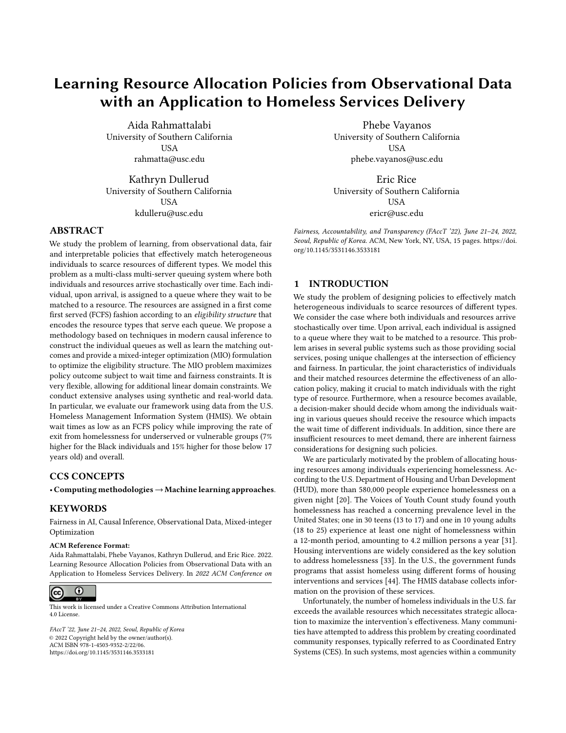# Learning Resource Allocation Policies from Observational Data with an Application to Homeless Services Delivery

Aida Rahmattalabi
University of Southern California
USA
rahmatta@usc.edu

Phebe Vayanos
University of Southern California
USA
phebe.vayanos@usc.edu

Kathryn Dullerud
University of Southern California
USA
kdulleru@usc.edu

Eric Rice
University of Southern California
USA
ericr@usc.edu

## ABSTRACT

We study the problem of learning, from observational data, fair and interpretable policies that effectively match heterogeneous individuals to scarce resources of different types. We model this problem as a multi-class multi-server queuing system where both individuals and resources arrive stochastically over time. Each individual, upon arrival, is assigned to a queue where they wait to be matched to a resource. The resources are assigned in a first come first served (FCFS) fashion according to an *eligibility structure* that encodes the resource types that serve each queue. We propose a methodology based on techniques in modern causal inference to construct the individual queues as well as learn the matching outcomes and provide a mixed-integer optimization (MIO) formulation to optimize the eligibility structure. The MIO problem maximizes policy outcome subject to wait time and fairness constraints. It is very flexible, allowing for additional linear domain constraints. We conduct extensive analyses using synthetic and real-world data. In particular, we evaluate our framework using data from the U.S. Homeless Management Information System (HMIS). We obtain wait times as low as an FCFS policy while improving the rate of exit from homelessness for underserved or vulnerable groups (7% higher for the Black individuals and 15% higher for those below 17 years old) and overall.

## CCS CONCEPTS

• **Computing methodologies → Machine learning approaches**.

## KEYWORDS

Fairness in AI, Causal Inference, Observational Data, Mixed-integer Optimization

**ACM Reference Format:**
Aida Rahmattalabi, Phebe Vayanos, Kathryn Dullerud, and Eric Rice. 2022. Learning Resource Allocation Policies from Observational Data with an Application to Homeless Services Delivery. In *2022 ACM Conference on Fairness, Accountability, and Transparency (FAccT '22), June 21–24, 2022, Seoul, Republic of Korea.* ACM, New York, NY, USA, 15 pages. https://doi.org/10.1145/3531146.3533181

This work is licensed under a Creative Commons Attribution International 4.0 License.

*FAccT '22, June 21–24, 2022, Seoul, Republic of Korea*
© 2022 Copyright held by the owner/author(s).
ACM ISBN 978-1-4503-9352-2/22/06.
https://doi.org/10.1145/3531146.3533181

## 1 INTRODUCTION

We study the problem of designing policies to effectively match heterogeneous individuals to scarce resources of different types. We consider the case where both individuals and resources arrive stochastically over time. Upon arrival, each individual is assigned to a queue where they wait to be matched to a resource. This problem arises in several public systems such as those providing social services, posing unique challenges at the intersection of efficiency and fairness. In particular, the joint characteristics of individuals and their matched resources determine the effectiveness of an allocation policy, making it crucial to match individuals with the right type of resource. Furthermore, when a resource becomes available, a decision-maker should decide whom among the individuals waiting in various queues should receive the resource which impacts the wait time of different individuals. In addition, since there are insufficient resources to meet demand, there are inherent fairness considerations for designing such policies.

We are particularly motivated by the problem of allocating housing resources among individuals experiencing homelessness. According to the U.S. Department of Housing and Urban Development (HUD), more than 580,000 people experience homelessness on a given night [20]. The Voices of Youth Count study found youth homelessness has reached a concerning prevalence level in the United States; one in 30 teens (13 to 17) and one in 10 young adults (18 to 25) experience at least one night of homelessness within a 12-month period, amounting to 4.2 million persons a year [31]. Housing interventions are widely considered as the key solution to address homelessness [33]. In the U.S., the government funds programs that assist homeless using different forms of housing interventions and services [44]. The HMIS database collects information on the provision of these services.

Unfortunately, the number of homeless individuals in the U.S. far exceeds the available resources which necessitates strategic allocation to maximize the intervention's effectiveness. Many communities have attempted to address this problem by creating coordinated community responses, typically referred to as Coordinated Entry Systems (CES). In such systems, most agencies within a community